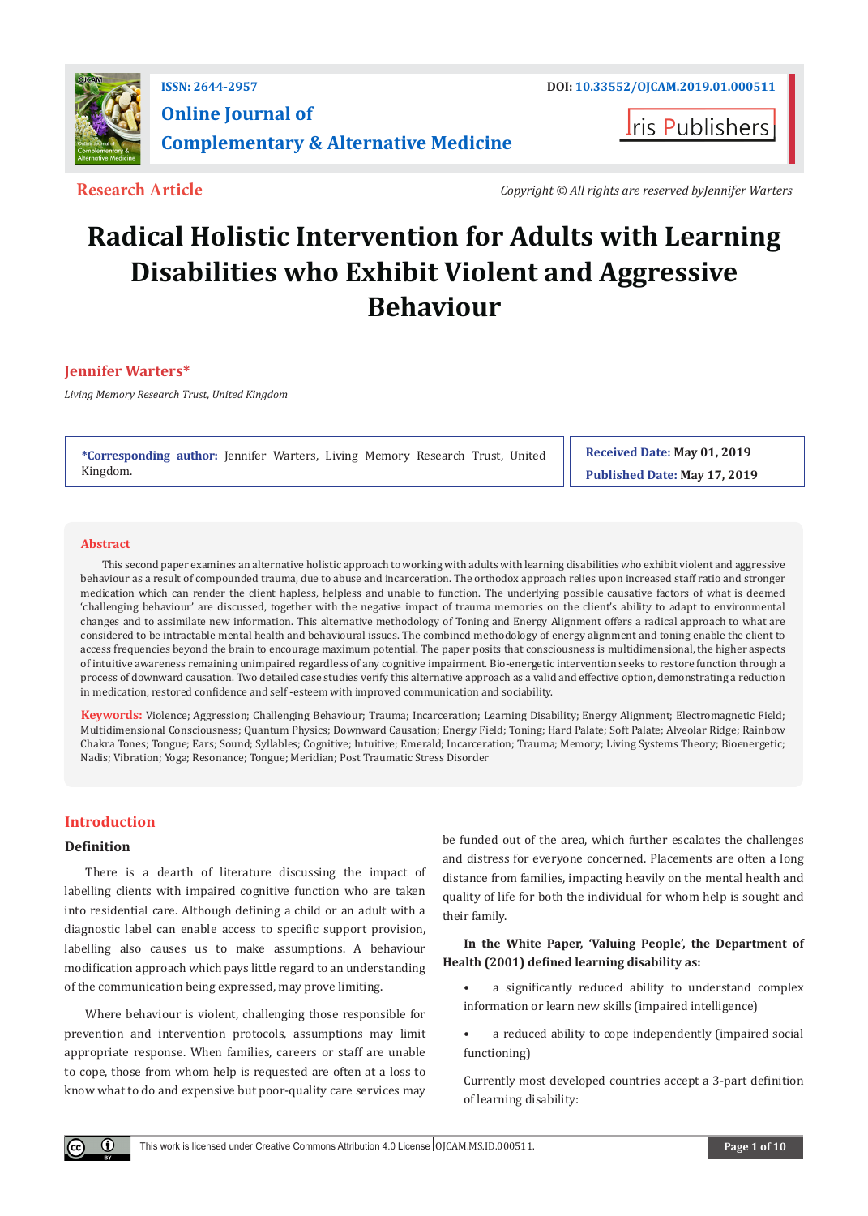ISSN: 2644-2957

DOI: 10.33552/OJCAM.2019.01.000511

**Online Journal of Complementary & Alternative Medicine**

Iris Publishers

**Research Article**

*Copyright © All rights are reserved byJennifer Warters*

# Radical Holistic Intervention for Adults with Learning Disabilities who Exhibit Violent and Aggressive Behaviour

**Jennifer Warters***

*Living Memory Research Trust, United Kingdom*

**\*Corresponding author:** Jennifer Warters, Living Memory Research Trust, United Kingdom.

**Received Date:** May 01, 2019

**Published Date:** May 17, 2019

## Abstract

This second paper examines an alternative holistic approach to working with adults with learning disabilities who exhibit violent and aggressive behaviour as a result of compounded trauma, due to abuse and incarceration. The orthodox approach relies upon increased staff ratio and stronger medication which can render the client hapless, helpless and unable to function. The underlying possible causative factors of what is deemed 'challenging behaviour' are discussed, together with the negative impact of trauma memories on the client's ability to adapt to environmental changes and to assimilate new information. This alternative methodology of Toning and Energy Alignment offers a radical approach to what are considered to be intractable mental health and behavioural issues. The combined methodology of energy alignment and toning enable the client to access frequencies beyond the brain to encourage maximum potential. The paper posits that consciousness is multidimensional, the higher aspects of intuitive awareness remaining unimpaired regardless of any cognitive impairment. Bio-energetic intervention seeks to restore function through a process of downward causation. Two detailed case studies verify this alternative approach as a valid and effective option, demonstrating a reduction in medication, restored confidence and self-esteem with improved communication and sociability.

**Keywords:** Violence; Aggression; Challenging Behaviour; Trauma; Incarceration; Learning Disability; Energy Alignment; Electromagnetic Field; Multidimensional Consciousness; Quantum Physics; Downward Causation; Energy Field; Toning; Hard Palate; Soft Palate; Alveolar Ridge; Rainbow Chakra Tones; Tongue; Ears; Sound; Syllables; Cognitive; Intuitive; Emerald; Incarceration; Trauma; Memory; Living Systems Theory; Bioenergetic; Nadis; Vibration; Yoga; Resonance; Tongue; Meridian; Post Traumatic Stress Disorder

## Introduction

### Definition

There is a dearth of literature discussing the impact of labelling clients with impaired cognitive function who are taken into residential care. Although defining a child or an adult with a diagnostic label can enable access to specific support provision, labelling also causes us to make assumptions. A behaviour modification approach which pays little regard to an understanding of the communication being expressed, may prove limiting.

Where behaviour is violent, challenging those responsible for prevention and intervention protocols, assumptions may limit appropriate response. When families, careers or staff are unable to cope, those from whom help is requested are often at a loss to know what to do and expensive but poor-quality care services may be funded out of the area, which further escalates the challenges and distress for everyone concerned. Placements are often a long distance from families, impacting heavily on the mental health and quality of life for both the individual for whom help is sought and their family.

**In the White Paper, 'Valuing People', the Department of Health (2001) defined learning disability as:**

- a significantly reduced ability to understand complex information or learn new skills (impaired intelligence)
- a reduced ability to cope independently (impaired social functioning)

Currently most developed countries accept a 3-part definition of learning disability: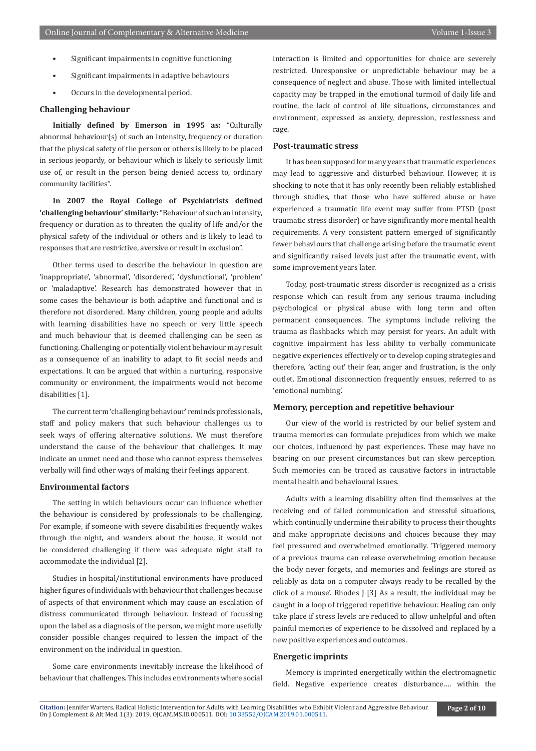- Significant impairments in cognitive functioning
- Significant impairments in adaptive behaviours
- Occurs in the developmental period.

### Challenging behaviour

**Initially defined by Emerson in 1995 as:** "Culturally abnormal behaviour(s) of such an intensity, frequency or duration that the physical safety of the person or others is likely to be placed in serious jeopardy, or behaviour which is likely to seriously limit use of, or result in the person being denied access to, ordinary community facilities".

**In 2007 the Royal College of Psychiatrists defined 'challenging behaviour' similarly:** "Behaviour of such an intensity, frequency or duration as to threaten the quality of life and/or the physical safety of the individual or others and is likely to lead to responses that are restrictive, aversive or result in exclusion".

Other terms used to describe the behaviour in question are 'inappropriate', 'abnormal', 'disordered', 'dysfunctional', 'problem' or 'maladaptive'. Research has demonstrated however that in some cases the behaviour is both adaptive and functional and is therefore not disordered. Many children, young people and adults with learning disabilities have no speech or very little speech and much behaviour that is deemed challenging can be seen as functioning. Challenging or potentially violent behaviour may result as a consequence of an inability to adapt to fit social needs and expectations. It can be argued that within a nurturing, responsive community or environment, the impairments would not become disabilities [1].

The current term 'challenging behaviour' reminds professionals, staff and policy makers that such behaviour challenges us to seek ways of offering alternative solutions. We must therefore understand the cause of the behaviour that challenges. It may indicate an unmet need and those who cannot express themselves verbally will find other ways of making their feelings apparent.

### Environmental factors

The setting in which behaviours occur can influence whether the behaviour is considered by professionals to be challenging. For example, if someone with severe disabilities frequently wakes through the night, and wanders about the house, it would not be considered challenging if there was adequate night staff to accommodate the individual [2].

Studies in hospital/institutional environments have produced higher figures of individuals with behaviour that challenges because of aspects of that environment which may cause an escalation of distress communicated through behaviour. Instead of focussing upon the label as a diagnosis of the person, we might more usefully consider possible changes required to lessen the impact of the environment on the individual in question.

Some care environments inevitably increase the likelihood of behaviour that challenges. This includes environments where social interaction is limited and opportunities for choice are severely restricted. Unresponsive or unpredictable behaviour may be a consequence of neglect and abuse. Those with limited intellectual capacity may be trapped in the emotional turmoil of daily life and routine, the lack of control of life situations, circumstances and environment, expressed as anxiety, depression, restlessness and rage.

### Post-traumatic stress

It has been supposed for many years that traumatic experiences may lead to aggressive and disturbed behaviour. However, it is shocking to note that it has only recently been reliably established through studies, that those who have suffered abuse or have experienced a traumatic life event may suffer from PTSD (post traumatic stress disorder) or have significantly more mental health requirements. A very consistent pattern emerged of significantly fewer behaviours that challenge arising before the traumatic event and significantly raised levels just after the traumatic event, with some improvement years later.

Today, post-traumatic stress disorder is recognized as a crisis response which can result from any serious trauma including psychological or physical abuse with long term and often permanent consequences. The symptoms include reliving the trauma as flashbacks which may persist for years. An adult with cognitive impairment has less ability to verbally communicate negative experiences effectively or to develop coping strategies and therefore, 'acting out' their fear, anger and frustration, is the only outlet. Emotional disconnection frequently ensues, referred to as 'emotional numbing'.

### Memory, perception and repetitive behaviour

Our view of the world is restricted by our belief system and trauma memories can formulate prejudices from which we make our choices, influenced by past experiences. These may have no bearing on our present circumstances but can skew perception. Such memories can be traced as causative factors in intractable mental health and behavioural issues.

Adults with a learning disability often find themselves at the receiving end of failed communication and stressful situations, which continually undermine their ability to process their thoughts and make appropriate decisions and choices because they may feel pressured and overwhelmed emotionally. 'Triggered memory of a previous trauma can release overwhelming emotion because the body never forgets, and memories and feelings are stored as reliably as data on a computer always ready to be recalled by the click of a mouse'. Rhodes J [3] As a result, the individual may be caught in a loop of triggered repetitive behaviour. Healing can only take place if stress levels are reduced to allow unhelpful and often painful memories of experience to be dissolved and replaced by a new positive experiences and outcomes.

### Energetic imprints

Memory is imprinted energetically within the electromagnetic field. Negative experience creates disturbance…. within the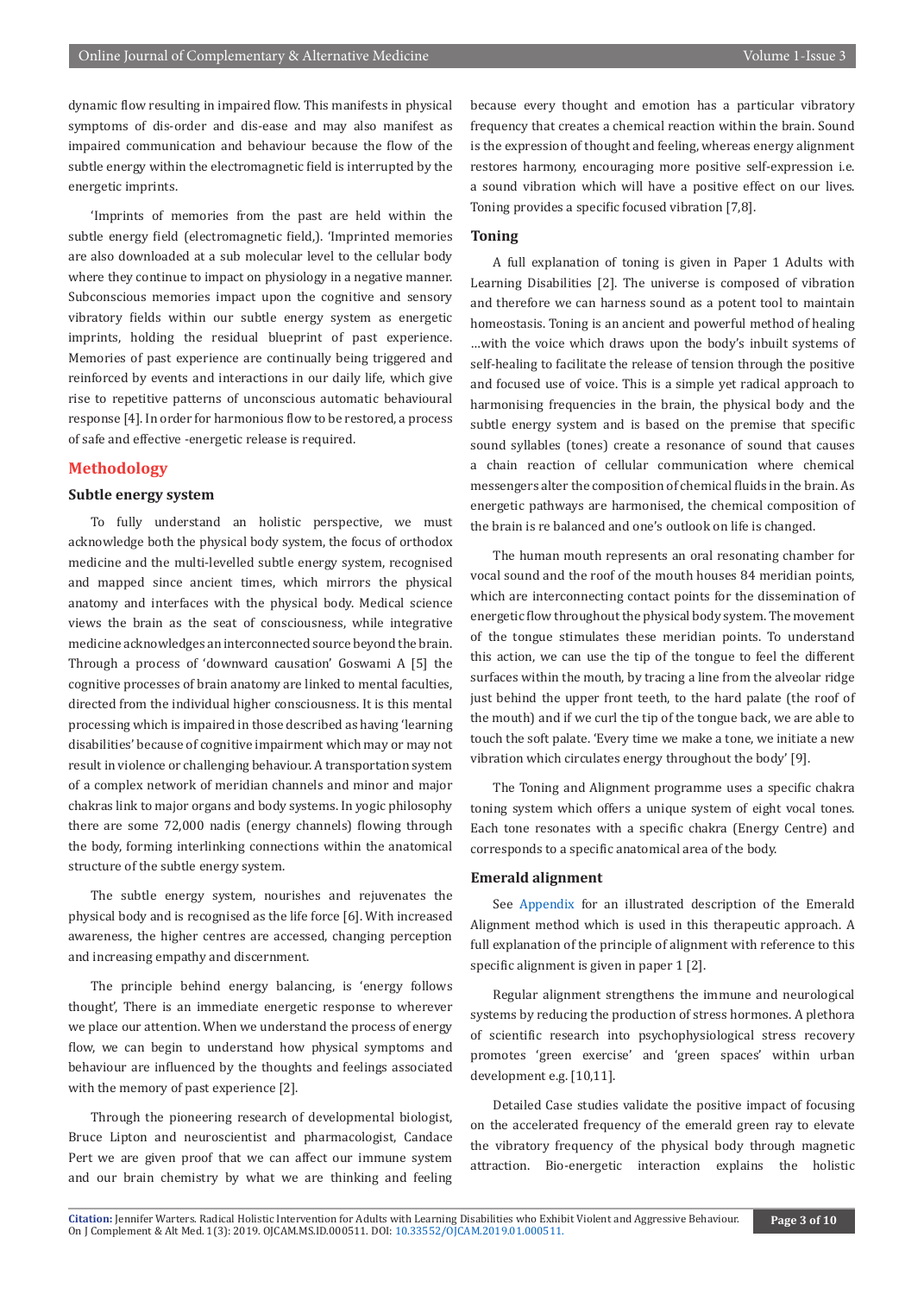dynamic flow resulting in impaired flow. This manifests in physical symptoms of dis-order and dis-ease and may also manifest as impaired communication and behaviour because the flow of the subtle energy within the electromagnetic field is interrupted by the energetic imprints.

'Imprints of memories from the past are held within the subtle energy field (electromagnetic field,). 'Imprinted memories are also downloaded at a sub molecular level to the cellular body where they continue to impact on physiology in a negative manner. Subconscious memories impact upon the cognitive and sensory vibratory fields within our subtle energy system as energetic imprints, holding the residual blueprint of past experience. Memories of past experience are continually being triggered and reinforced by events and interactions in our daily life, which give rise to repetitive patterns of unconscious automatic behavioural response [4]. In order for harmonious flow to be restored, a process of safe and effective -energetic release is required.

## Methodology

### Subtle energy system

To fully understand an holistic perspective, we must acknowledge both the physical body system, the focus of orthodox medicine and the multi-levelled subtle energy system, recognised and mapped since ancient times, which mirrors the physical anatomy and interfaces with the physical body. Medical science views the brain as the seat of consciousness, while integrative medicine acknowledges an interconnected source beyond the brain. Through a process of 'downward causation' Goswami A [5] the cognitive processes of brain anatomy are linked to mental faculties, directed from the individual higher consciousness. It is this mental processing which is impaired in those described as having 'learning disabilities' because of cognitive impairment which may or may not result in violence or challenging behaviour. A transportation system of a complex network of meridian channels and minor and major chakras link to major organs and body systems. In yogic philosophy there are some 72,000 nadis (energy channels) flowing through the body, forming interlinking connections within the anatomical structure of the subtle energy system.

The subtle energy system, nourishes and rejuvenates the physical body and is recognised as the life force [6]. With increased awareness, the higher centres are accessed, changing perception and increasing empathy and discernment.

The principle behind energy balancing, is 'energy follows thought', There is an immediate energetic response to wherever we place our attention. When we understand the process of energy flow, we can begin to understand how physical symptoms and behaviour are influenced by the thoughts and feelings associated with the memory of past experience [2].

Through the pioneering research of developmental biologist, Bruce Lipton and neuroscientist and pharmacologist, Candace Pert we are given proof that we can affect our immune system and our brain chemistry by what we are thinking and feeling because every thought and emotion has a particular vibratory frequency that creates a chemical reaction within the brain. Sound is the expression of thought and feeling, whereas energy alignment restores harmony, encouraging more positive self-expression i.e. a sound vibration which will have a positive effect on our lives. Toning provides a specific focused vibration [7,8].

### Toning

A full explanation of toning is given in Paper 1 Adults with Learning Disabilities [2]. The universe is composed of vibration and therefore we can harness sound as a potent tool to maintain homeostasis. Toning is an ancient and powerful method of healing …with the voice which draws upon the body's inbuilt systems of self-healing to facilitate the release of tension through the positive and focused use of voice. This is a simple yet radical approach to harmonising frequencies in the brain, the physical body and the subtle energy system and is based on the premise that specific sound syllables (tones) create a resonance of sound that causes a chain reaction of cellular communication where chemical messengers alter the composition of chemical fluids in the brain. As energetic pathways are harmonised, the chemical composition of the brain is re balanced and one's outlook on life is changed.

The human mouth represents an oral resonating chamber for vocal sound and the roof of the mouth houses 84 meridian points, which are interconnecting contact points for the dissemination of energetic flow throughout the physical body system. The movement of the tongue stimulates these meridian points. To understand this action, we can use the tip of the tongue to feel the different surfaces within the mouth, by tracing a line from the alveolar ridge just behind the upper front teeth, to the hard palate (the roof of the mouth) and if we curl the tip of the tongue back, we are able to touch the soft palate. 'Every time we make a tone, we initiate a new vibration which circulates energy throughout the body' [9].

The Toning and Alignment programme uses a specific chakra toning system which offers a unique system of eight vocal tones. Each tone resonates with a specific chakra (Energy Centre) and corresponds to a specific anatomical area of the body.

### Emerald alignment

See Appendix for an illustrated description of the Emerald Alignment method which is used in this therapeutic approach. A full explanation of the principle of alignment with reference to this specific alignment is given in paper 1 [2].

Regular alignment strengthens the immune and neurological systems by reducing the production of stress hormones. A plethora of scientific research into psychophysiological stress recovery promotes 'green exercise' and 'green spaces' within urban development e.g. [10,11].

Detailed Case studies validate the positive impact of focusing on the accelerated frequency of the emerald green ray to elevate the vibratory frequency of the physical body through magnetic attraction. Bio-energetic interaction explains the holistic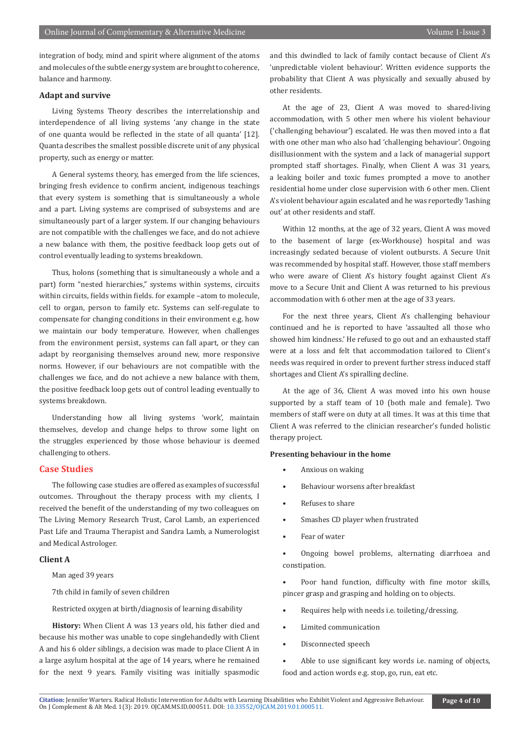integration of body, mind and spirit where alignment of the atoms and molecules of the subtle energy system are brought to coherence, balance and harmony.

### Adapt and survive

Living Systems Theory describes the interrelationship and interdependence of all living systems 'any change in the state of one quanta would be reflected in the state of all quanta' [12]. Quanta describes the smallest possible discrete unit of any physical property, such as energy or matter.

A General systems theory, has emerged from the life sciences, bringing fresh evidence to confirm ancient, indigenous teachings that every system is something that is simultaneously a whole and a part. Living systems are comprised of subsystems and are simultaneously part of a larger system. If our changing behaviours are not compatible with the challenges we face, and do not achieve a new balance with them, the positive feedback loop gets out of control eventually leading to systems breakdown.

Thus, holons (something that is simultaneously a whole and a part) form "nested hierarchies," systems within systems, circuits within circuits, fields within fields. for example –atom to molecule, cell to organ, person to family etc. Systems can self-regulate to compensate for changing conditions in their environment e.g. how we maintain our body temperature. However, when challenges from the environment persist, systems can fall apart, or they can adapt by reorganising themselves around new, more responsive norms. However, if our behaviours are not compatible with the challenges we face, and do not achieve a new balance with them, the positive feedback loop gets out of control leading eventually to systems breakdown.

Understanding how all living systems 'work', maintain themselves, develop and change helps to throw some light on the struggles experienced by those whose behaviour is deemed challenging to others.

## Case Studies

The following case studies are offered as examples of successful outcomes. Throughout the therapy process with my clients, I received the benefit of the understanding of my two colleagues on The Living Memory Research Trust, Carol Lamb, an experienced Past Life and Trauma Therapist and Sandra Lamb, a Numerologist and Medical Astrologer.

### Client A

Man aged 39 years

7th child in family of seven children

Restricted oxygen at birth/diagnosis of learning disability

**History:** When Client A was 13 years old, his father died and because his mother was unable to cope singlehandedly with Client A and his 6 older siblings, a decision was made to place Client A in a large asylum hospital at the age of 14 years, where he remained for the next 9 years. Family visiting was initially spasmodic and this dwindled to lack of family contact because of Client A's 'unpredictable violent behaviour'. Written evidence supports the probability that Client A was physically and sexually abused by other residents.

At the age of 23, Client A was moved to shared-living accommodation, with 5 other men where his violent behaviour ('challenging behaviour') escalated. He was then moved into a flat with one other man who also had 'challenging behaviour'. Ongoing disillusionment with the system and a lack of managerial support prompted staff shortages. Finally, when Client A was 31 years, a leaking boiler and toxic fumes prompted a move to another residential home under close supervision with 6 other men. Client A's violent behaviour again escalated and he was reportedly 'lashing out' at other residents and staff.

Within 12 months, at the age of 32 years, Client A was moved to the basement of large (ex-Workhouse) hospital and was increasingly sedated because of violent outbursts. A Secure Unit was recommended by hospital staff. However, those staff members who were aware of Client A's history fought against Client A's move to a Secure Unit and Client A was returned to his previous accommodation with 6 other men at the age of 33 years.

For the next three years, Client A's challenging behaviour continued and he is reported to have 'assaulted all those who showed him kindness.' He refused to go out and an exhausted staff were at a loss and felt that accommodation tailored to Client's needs was required in order to prevent further stress induced staff shortages and Client A's spiralling decline.

At the age of 36, Client A was moved into his own house supported by a staff team of 10 (both male and female). Two members of staff were on duty at all times. It was at this time that Client A was referred to the clinician researcher's funded holistic therapy project.

**Presenting behaviour in the home**

- Anxious on waking
- Behaviour worsens after breakfast
- Refuses to share
- Smashes CD player when frustrated
- Fear of water
- Ongoing bowel problems, alternating diarrhoea and constipation.
- Poor hand function, difficulty with fine motor skills, pincer grasp and grasping and holding on to objects.
- Requires help with needs i.e. toileting/dressing.
- Limited communication
- Disconnected speech
- Able to use significant key words i.e. naming of objects, food and action words e.g. stop, go, run, eat etc.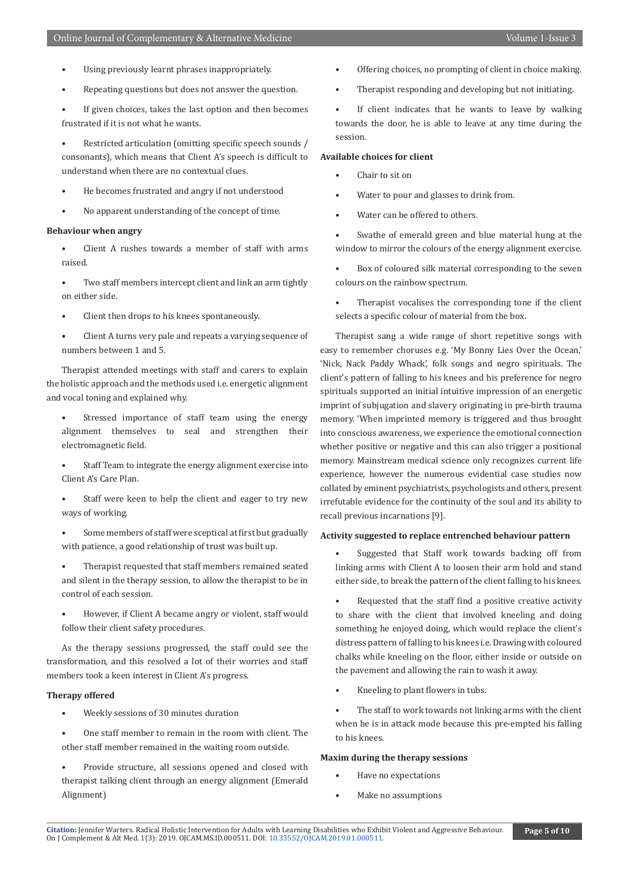- Using previously learnt phrases inappropriately.
- Repeating questions but does not answer the question.
- If given choices, takes the last option and then becomes frustrated if it is not what he wants.
- Restricted articulation (omitting specific speech sounds / consonants), which means that Client A's speech is difficult to understand when there are no contextual clues.
- He becomes frustrated and angry if not understood
- No apparent understanding of the concept of time.

**Behaviour when angry**

- Client A rushes towards a member of staff with arms raised.
- Two staff members intercept client and link an arm tightly on either side.
- Client then drops to his knees spontaneously.
- Client A turns very pale and repeats a varying sequence of numbers between 1 and 5.

Therapist attended meetings with staff and carers to explain the holistic approach and the methods used i.e. energetic alignment and vocal toning and explained why.

- Stressed importance of staff team using the energy alignment themselves to seal and strengthen their electromagnetic field.
- Staff Team to integrate the energy alignment exercise into Client A's Care Plan.
- Staff were keen to help the client and eager to try new ways of working.
- Some members of staff were sceptical at first but gradually with patience, a good relationship of trust was built up.
- Therapist requested that staff members remained seated and silent in the therapy session, to allow the therapist to be in control of each session.
- However, if Client A became angry or violent, staff would follow their client safety procedures.

As the therapy sessions progressed, the staff could see the transformation, and this resolved a lot of their worries and staff members took a keen interest in Client A's progress.

**Therapy offered**

- Weekly sessions of 30 minutes duration
- One staff member to remain in the room with client. The other staff member remained in the waiting room outside.
- Provide structure, all sessions opened and closed with therapist talking client through an energy alignment (Emerald Alignment)
- Offering choices, no prompting of client in choice making.
- Therapist responding and developing but not initiating.
- If client indicates that he wants to leave by walking towards the door, he is able to leave at any time during the session.

**Available choices for client**

- Chair to sit on
- Water to pour and glasses to drink from.
- Water can be offered to others.
- Swathe of emerald green and blue material hung at the window to mirror the colours of the energy alignment exercise.
- Box of coloured silk material corresponding to the seven colours on the rainbow spectrum.
- Therapist vocalises the corresponding tone if the client selects a specific colour of material from the box.

Therapist sang a wide range of short repetitive songs with easy to remember choruses e.g. 'My Bonny Lies Over the Ocean,' 'Nick, Nack Paddy Whack', folk songs and negro spirituals. The client's pattern of falling to his knees and his preference for negro spirituals supported an initial intuitive impression of an energetic imprint of subjugation and slavery originating in pre-birth trauma memory. 'When imprinted memory is triggered and thus brought into conscious awareness, we experience the emotional connection whether positive or negative and this can also trigger a positional memory. Mainstream medical science only recognizes current life experience, however the numerous evidential case studies now collated by eminent psychiatrists, psychologists and others, present irrefutable evidence for the continuity of the soul and its ability to recall previous incarnations [9].

**Activity suggested to replace entrenched behaviour pattern**

- Suggested that Staff work towards backing off from linking arms with Client A to loosen their arm hold and stand either side, to break the pattern of the client falling to his knees.
- Requested that the staff find a positive creative activity to share with the client that involved kneeling and doing something he enjoyed doing, which would replace the client's distress pattern of falling to his knees i.e. Drawing with coloured chalks while kneeling on the floor, either inside or outside on the pavement and allowing the rain to wash it away.
- Kneeling to plant flowers in tubs.
- The staff to work towards not linking arms with the client when he is in attack mode because this pre-empted his falling to his knees.

**Maxim during the therapy sessions**

- Have no expectations
- Make no assumptions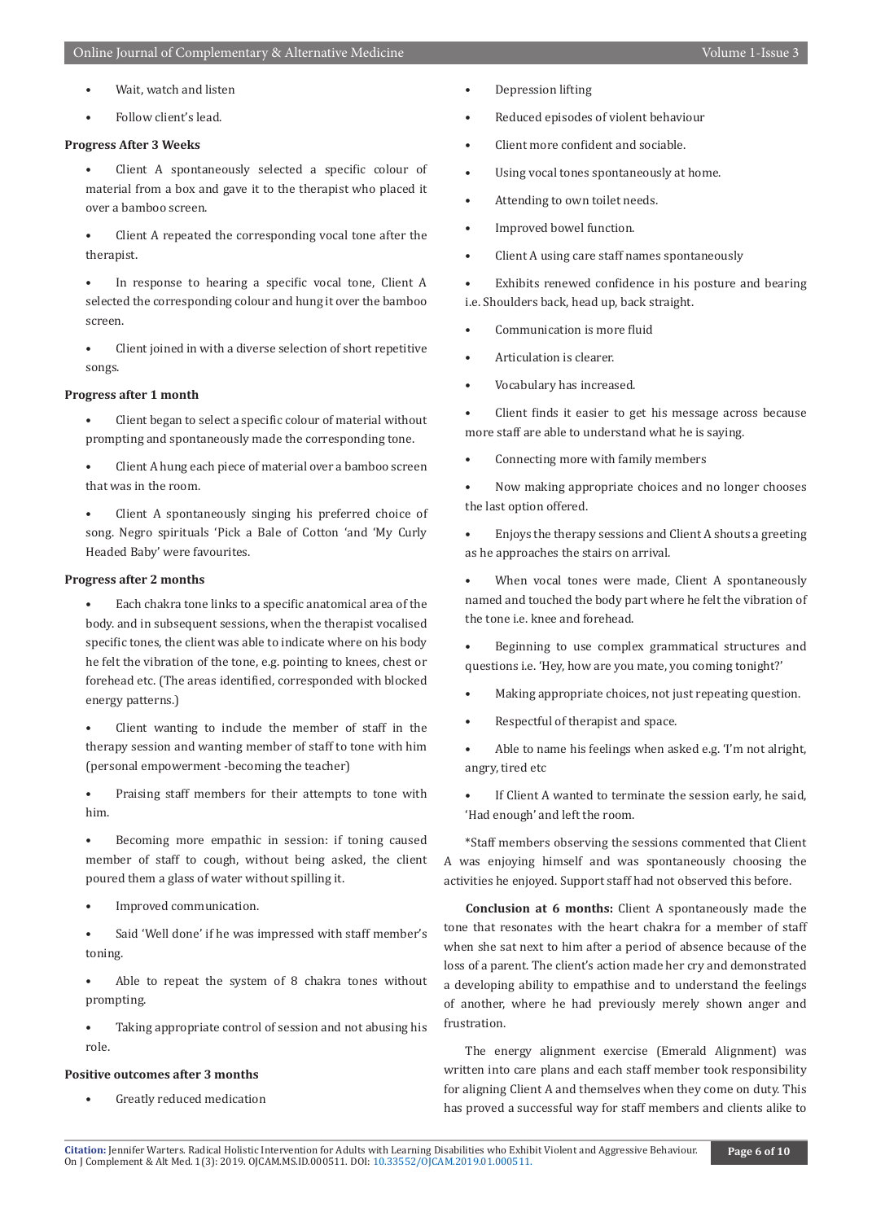- Wait, watch and listen
- Follow client's lead.

**Progress After 3 Weeks**

- Client A spontaneously selected a specific colour of material from a box and gave it to the therapist who placed it over a bamboo screen.
- Client A repeated the corresponding vocal tone after the therapist.
- In response to hearing a specific vocal tone, Client A selected the corresponding colour and hung it over the bamboo screen.
- Client joined in with a diverse selection of short repetitive songs.

**Progress after 1 month**

- Client began to select a specific colour of material without prompting and spontaneously made the corresponding tone.
- Client A hung each piece of material over a bamboo screen that was in the room.
- Client A spontaneously singing his preferred choice of song. Negro spirituals 'Pick a Bale of Cotton 'and 'My Curly Headed Baby' were favourites.

**Progress after 2 months**

- Each chakra tone links to a specific anatomical area of the body. and in subsequent sessions, when the therapist vocalised specific tones, the client was able to indicate where on his body he felt the vibration of the tone, e.g. pointing to knees, chest or forehead etc. (The areas identified, corresponded with blocked energy patterns.)
- Client wanting to include the member of staff in the therapy session and wanting member of staff to tone with him (personal empowerment -becoming the teacher)
- Praising staff members for their attempts to tone with him.
- Becoming more empathic in session: if toning caused member of staff to cough, without being asked, the client poured them a glass of water without spilling it.
- Improved communication.
- Said 'Well done' if he was impressed with staff member's toning.
- Able to repeat the system of 8 chakra tones without prompting.
- Taking appropriate control of session and not abusing his role.

**Positive outcomes after 3 months**

- Greatly reduced medication
- Depression lifting
- Reduced episodes of violent behaviour
- Client more confident and sociable.
- Using vocal tones spontaneously at home.
- Attending to own toilet needs.
- Improved bowel function.
- Client A using care staff names spontaneously
- Exhibits renewed confidence in his posture and bearing i.e. Shoulders back, head up, back straight.
- Communication is more fluid
- Articulation is clearer.
- Vocabulary has increased.
- Client finds it easier to get his message across because more staff are able to understand what he is saying.
- Connecting more with family members
- Now making appropriate choices and no longer chooses the last option offered.
- Enjoys the therapy sessions and Client A shouts a greeting as he approaches the stairs on arrival.
- When vocal tones were made, Client A spontaneously named and touched the body part where he felt the vibration of the tone i.e. knee and forehead.
- Beginning to use complex grammatical structures and questions i.e. 'Hey, how are you mate, you coming tonight?'
- Making appropriate choices, not just repeating question.
- Respectful of therapist and space.
- Able to name his feelings when asked e.g. 'I'm not alright, angry, tired etc
- If Client A wanted to terminate the session early, he said, 'Had enough' and left the room.

*Staff members observing the sessions commented that Client A was enjoying himself and was spontaneously choosing the activities he enjoyed. Support staff had not observed this before.

**Conclusion at 6 months:** Client A spontaneously made the tone that resonates with the heart chakra for a member of staff when she sat next to him after a period of absence because of the loss of a parent. The client's action made her cry and demonstrated a developing ability to empathise and to understand the feelings of another, where he had previously merely shown anger and frustration.

The energy alignment exercise (Emerald Alignment) was written into care plans and each staff member took responsibility for aligning Client A and themselves when they come on duty. This has proved a successful way for staff members and clients alike to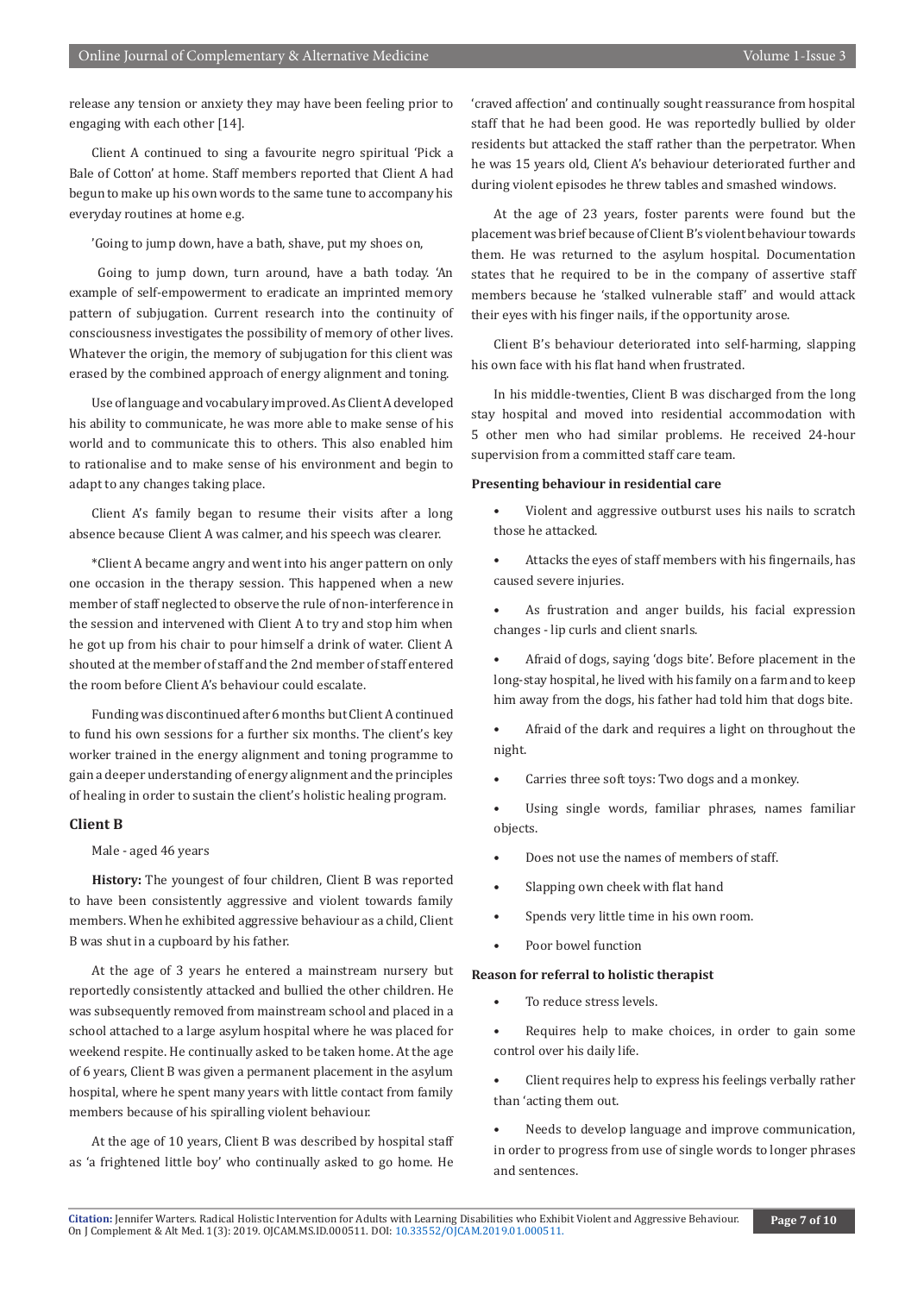release any tension or anxiety they may have been feeling prior to engaging with each other [14].

Client A continued to sing a favourite negro spiritual 'Pick a Bale of Cotton' at home. Staff members reported that Client A had begun to make up his own words to the same tune to accompany his everyday routines at home e.g.

'Going to jump down, have a bath, shave, put my shoes on,

Going to jump down, turn around, have a bath today. 'An example of self-empowerment to eradicate an imprinted memory pattern of subjugation. Current research into the continuity of consciousness investigates the possibility of memory of other lives. Whatever the origin, the memory of subjugation for this client was erased by the combined approach of energy alignment and toning.

Use of language and vocabulary improved. As Client A developed his ability to communicate, he was more able to make sense of his world and to communicate this to others. This also enabled him to rationalise and to make sense of his environment and begin to adapt to any changes taking place.

Client A's family began to resume their visits after a long absence because Client A was calmer, and his speech was clearer.

*Client A became angry and went into his anger pattern on only one occasion in the therapy session. This happened when a new member of staff neglected to observe the rule of non-interference in the session and intervened with Client A to try and stop him when he got up from his chair to pour himself a drink of water. Client A shouted at the member of staff and the 2nd member of staff entered the room before Client A's behaviour could escalate.

Funding was discontinued after 6 months but Client A continued to fund his own sessions for a further six months. The client's key worker trained in the energy alignment and toning programme to gain a deeper understanding of energy alignment and the principles of healing in order to sustain the client's holistic healing program.

### Client B

Male - aged 46 years

**History:** The youngest of four children, Client B was reported to have been consistently aggressive and violent towards family members. When he exhibited aggressive behaviour as a child, Client B was shut in a cupboard by his father.

At the age of 3 years he entered a mainstream nursery but reportedly consistently attacked and bullied the other children. He was subsequently removed from mainstream school and placed in a school attached to a large asylum hospital where he was placed for weekend respite. He continually asked to be taken home. At the age of 6 years, Client B was given a permanent placement in the asylum hospital, where he spent many years with little contact from family members because of his spiralling violent behaviour.

At the age of 10 years, Client B was described by hospital staff as 'a frightened little boy' who continually asked to go home. He 'craved affection' and continually sought reassurance from hospital staff that he had been good. He was reportedly bullied by older residents but attacked the staff rather than the perpetrator. When he was 15 years old, Client A's behaviour deteriorated further and during violent episodes he threw tables and smashed windows.

At the age of 23 years, foster parents were found but the placement was brief because of Client B's violent behaviour towards them. He was returned to the asylum hospital. Documentation states that he required to be in the company of assertive staff members because he 'stalked vulnerable staff' and would attack their eyes with his finger nails, if the opportunity arose.

Client B's behaviour deteriorated into self-harming, slapping his own face with his flat hand when frustrated.

In his middle-twenties, Client B was discharged from the long stay hospital and moved into residential accommodation with 5 other men who had similar problems. He received 24-hour supervision from a committed staff care team.

**Presenting behaviour in residential care**

- Violent and aggressive outburst uses his nails to scratch those he attacked.
- Attacks the eyes of staff members with his fingernails, has caused severe injuries.
- As frustration and anger builds, his facial expression changes - lip curls and client snarls.
- Afraid of dogs, saying 'dogs bite'. Before placement in the long-stay hospital, he lived with his family on a farm and to keep him away from the dogs, his father had told him that dogs bite.
- Afraid of the dark and requires a light on throughout the night.
- Carries three soft toys: Two dogs and a monkey.
- Using single words, familiar phrases, names familiar objects.
- Does not use the names of members of staff.
- Slapping own cheek with flat hand
- Spends very little time in his own room.
- Poor bowel function

**Reason for referral to holistic therapist**

- To reduce stress levels.
- Requires help to make choices, in order to gain some control over his daily life.
- Client requires help to express his feelings verbally rather than 'acting them out.
- Needs to develop language and improve communication, in order to progress from use of single words to longer phrases and sentences.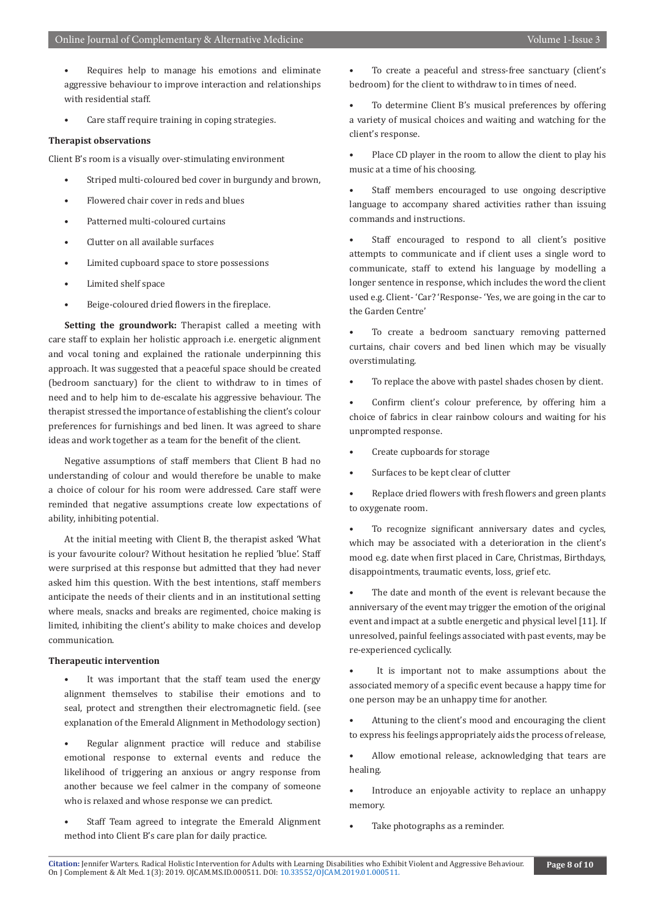- Requires help to manage his emotions and eliminate aggressive behaviour to improve interaction and relationships with residential staff.

- Care staff require training in coping strategies.

**Therapist observations**

Client B's room is a visually over-stimulating environment

- Striped multi-coloured bed cover in burgundy and brown,
- Flowered chair cover in reds and blues
- Patterned multi-coloured curtains
- Clutter on all available surfaces
- Limited cupboard space to store possessions
- Limited shelf space
- Beige-coloured dried flowers in the fireplace.

**Setting the groundwork:** Therapist called a meeting with care staff to explain her holistic approach i.e. energetic alignment and vocal toning and explained the rationale underpinning this approach. It was suggested that a peaceful space should be created (bedroom sanctuary) for the client to withdraw to in times of need and to help him to de-escalate his aggressive behaviour. The therapist stressed the importance of establishing the client's colour preferences for furnishings and bed linen. It was agreed to share ideas and work together as a team for the benefit of the client.

Negative assumptions of staff members that Client B had no understanding of colour and would therefore be unable to make a choice of colour for his room were addressed. Care staff were reminded that negative assumptions create low expectations of ability, inhibiting potential.

At the initial meeting with Client B, the therapist asked 'What is your favourite colour? Without hesitation he replied 'blue'. Staff were surprised at this response but admitted that they had never asked him this question. With the best intentions, staff members anticipate the needs of their clients and in an institutional setting where meals, snacks and breaks are regimented, choice making is limited, inhibiting the client's ability to make choices and develop communication.

**Therapeutic intervention**

- It was important that the staff team used the energy alignment themselves to stabilise their emotions and to seal, protect and strengthen their electromagnetic field. (see explanation of the Emerald Alignment in Methodology section)

- Regular alignment practice will reduce and stabilise emotional response to external events and reduce the likelihood of triggering an anxious or angry response from another because we feel calmer in the company of someone who is relaxed and whose response we can predict.

- Staff Team agreed to integrate the Emerald Alignment method into Client B's care plan for daily practice.

- To create a peaceful and stress-free sanctuary (client's bedroom) for the client to withdraw to in times of need.

- To determine Client B's musical preferences by offering a variety of musical choices and waiting and watching for the client's response.

- Place CD player in the room to allow the client to play his music at a time of his choosing.

- Staff members encouraged to use ongoing descriptive language to accompany shared activities rather than issuing commands and instructions.

- Staff encouraged to respond to all client's positive attempts to communicate and if client uses a single word to communicate, staff to extend his language by modelling a longer sentence in response, which includes the word the client used e.g. Client- 'Car? 'Response- 'Yes, we are going in the car to the Garden Centre'

- To create a bedroom sanctuary removing patterned curtains, chair covers and bed linen which may be visually overstimulating.

- To replace the above with pastel shades chosen by client.

- Confirm client's colour preference, by offering him a choice of fabrics in clear rainbow colours and waiting for his unprompted response.

- Create cupboards for storage

- Surfaces to be kept clear of clutter

- Replace dried flowers with fresh flowers and green plants to oxygenate room.

- To recognize significant anniversary dates and cycles, which may be associated with a deterioration in the client's mood e.g. date when first placed in Care, Christmas, Birthdays, disappointments, traumatic events, loss, grief etc.

- The date and month of the event is relevant because the anniversary of the event may trigger the emotion of the original event and impact at a subtle energetic and physical level [11]. If unresolved, painful feelings associated with past events, may be re-experienced cyclically.

- It is important not to make assumptions about the associated memory of a specific event because a happy time for one person may be an unhappy time for another.

- Attuning to the client's mood and encouraging the client to express his feelings appropriately aids the process of release,

- Allow emotional release, acknowledging that tears are healing.

- Introduce an enjoyable activity to replace an unhappy memory.

- Take photographs as a reminder.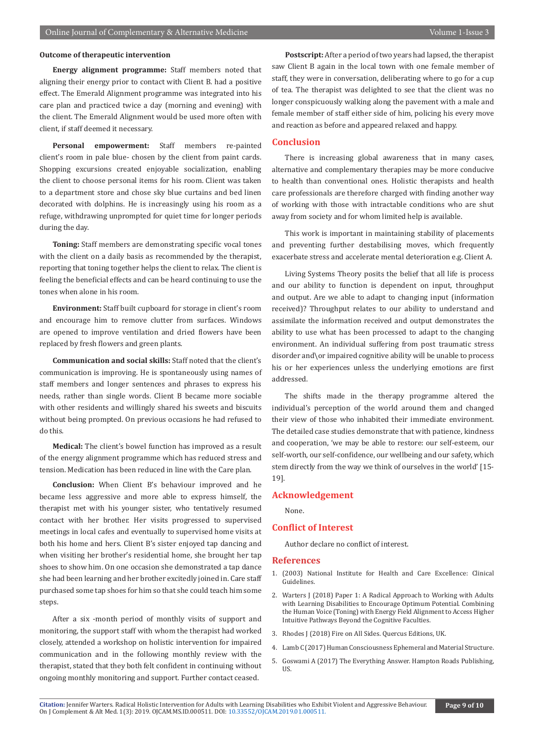### Outcome of therapeutic intervention

**Energy alignment programme:** Staff members noted that aligning their energy prior to contact with Client B. had a positive effect. The Emerald Alignment programme was integrated into his care plan and practiced twice a day (morning and evening) with the client. The Emerald Alignment would be used more often with client, if staff deemed it necessary.

**Personal empowerment:** Staff members re-painted client's room in pale blue- chosen by the client from paint cards. Shopping excursions created enjoyable socialization, enabling the client to choose personal items for his room. Client was taken to a department store and chose sky blue curtains and bed linen decorated with dolphins. He is increasingly using his room as a refuge, withdrawing unprompted for quiet time for longer periods during the day.

**Toning:** Staff members are demonstrating specific vocal tones with the client on a daily basis as recommended by the therapist, reporting that toning together helps the client to relax. The client is feeling the beneficial effects and can be heard continuing to use the tones when alone in his room.

**Environment:** Staff built cupboard for storage in client's room and encourage him to remove clutter from surfaces. Windows are opened to improve ventilation and dried flowers have been replaced by fresh flowers and green plants.

**Communication and social skills:** Staff noted that the client's communication is improving. He is spontaneously using names of staff members and longer sentences and phrases to express his needs, rather than single words. Client B became more sociable with other residents and willingly shared his sweets and biscuits without being prompted. On previous occasions he had refused to do this.

**Medical:** The client's bowel function has improved as a result of the energy alignment programme which has reduced stress and tension. Medication has been reduced in line with the Care plan.

**Conclusion:** When Client B's behaviour improved and he became less aggressive and more able to express himself, the therapist met with his younger sister, who tentatively resumed contact with her brother. Her visits progressed to supervised meetings in local cafes and eventually to supervised home visits at both his home and hers. Client B's sister enjoyed tap dancing and when visiting her brother's residential home, she brought her tap shoes to show him. On one occasion she demonstrated a tap dance she had been learning and her brother excitedly joined in. Care staff purchased some tap shoes for him so that she could teach him some steps.

After a six -month period of monthly visits of support and monitoring, the support staff with whom the therapist had worked closely, attended a workshop on holistic intervention for impaired communication and in the following monthly review with the therapist, stated that they both felt confident in continuing without ongoing monthly monitoring and support. Further contact ceased.

**Postscript:** After a period of two years had lapsed, the therapist saw Client B again in the local town with one female member of staff, they were in conversation, deliberating where to go for a cup of tea. The therapist was delighted to see that the client was no longer conspicuously walking along the pavement with a male and female member of staff either side of him, policing his every move and reaction as before and appeared relaxed and happy.

## Conclusion

There is increasing global awareness that in many cases, alternative and complementary therapies may be more conducive to health than conventional ones. Holistic therapists and health care professionals are therefore charged with finding another way of working with those with intractable conditions who are shut away from society and for whom limited help is available.

This work is important in maintaining stability of placements and preventing further destabilising moves, which frequently exacerbate stress and accelerate mental deterioration e.g. Client A.

Living Systems Theory posits the belief that all life is process and our ability to function is dependent on input, throughput and output. Are we able to adapt to changing input (information received)? Throughput relates to our ability to understand and assimilate the information received and output demonstrates the ability to use what has been processed to adapt to the changing environment. An individual suffering from post traumatic stress disorder and\or impaired cognitive ability will be unable to process his or her experiences unless the underlying emotions are first addressed.

The shifts made in the therapy programme altered the individual's perception of the world around them and changed their view of those who inhabited their immediate environment. The detailed case studies demonstrate that with patience, kindness and cooperation, 'we may be able to restore: our self-esteem, our self-worth, our self-confidence, our wellbeing and our safety, which stem directly from the way we think of ourselves in the world' [15-19].

## Acknowledgement

None.

## Conflict of Interest

Author declare no conflict of interest.

## References

1. (2003) National Institute for Health and Care Excellence: Clinical Guidelines.
2. Warters J (2018) Paper 1: A Radical Approach to Working with Adults with Learning Disabilities to Encourage Optimum Potential. Combining the Human Voice (Toning) with Energy Field Alignment to Access Higher Intuitive Pathways Beyond the Cognitive Faculties.
3. Rhodes J (2018) Fire on All Sides. Quercus Editions, UK.
4. Lamb C (2017) Human Consciousness Ephemeral and Material Structure.
5. Goswami A (2017) The Everything Answer. Hampton Roads Publishing, US.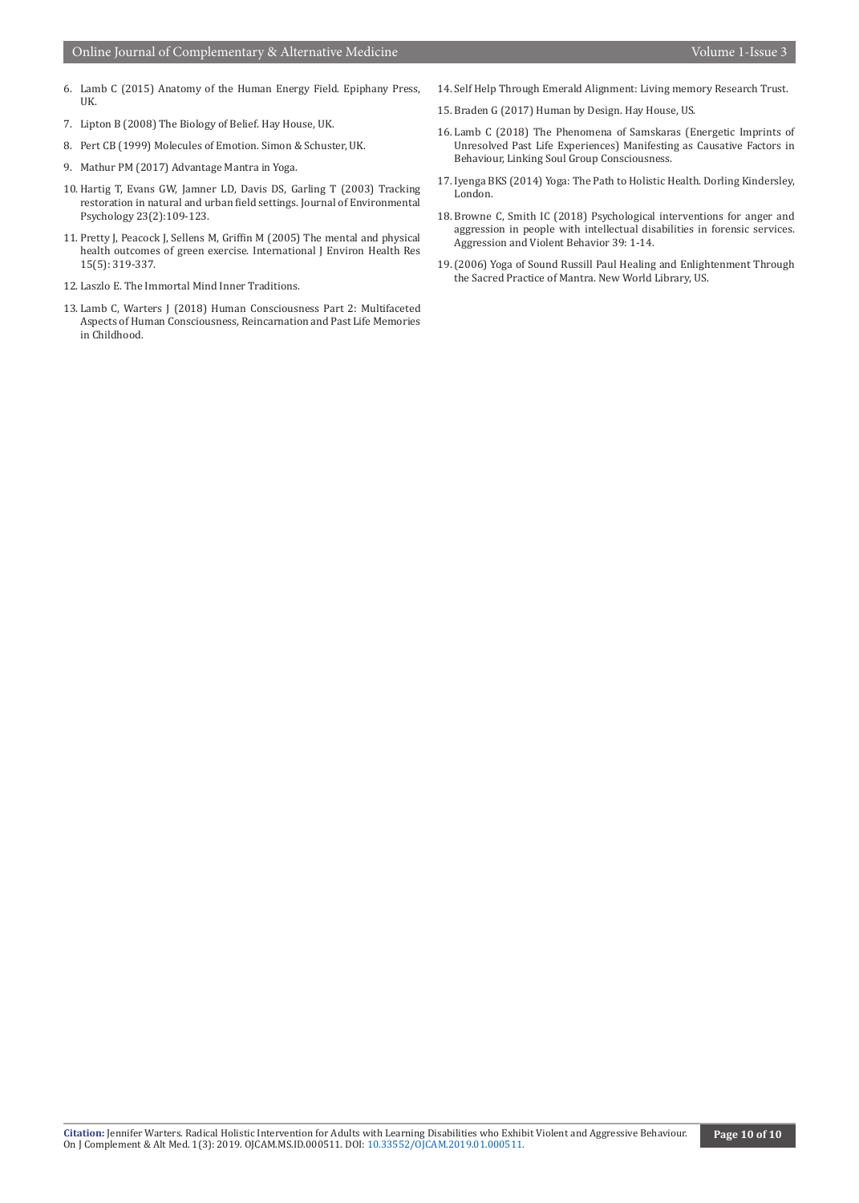6. Lamb C (2015) Anatomy of the Human Energy Field. Epiphany Press, UK.
7. Lipton B (2008) The Biology of Belief. Hay House, UK.
8. Pert CB (1999) Molecules of Emotion. Simon & Schuster, UK.
9. Mathur PM (2017) Advantage Mantra in Yoga.
10. Hartig T, Evans GW, Jamner LD, Davis DS, Garling T (2003) Tracking restoration in natural and urban field settings. Journal of Environmental Psychology 23(2):109-123.
11. Pretty J, Peacock J, Sellens M, Griffin M (2005) The mental and physical health outcomes of green exercise. International J Environ Health Res 15(5): 319-337.
12. Laszlo E. The Immortal Mind Inner Traditions.
13. Lamb C, Warters J (2018) Human Consciousness Part 2: Multifaceted Aspects of Human Consciousness, Reincarnation and Past Life Memories in Childhood.
14. Self Help Through Emerald Alignment: Living memory Research Trust.
15. Braden G (2017) Human by Design. Hay House, US.
16. Lamb C (2018) The Phenomena of Samskaras (Energetic Imprints of Unresolved Past Life Experiences) Manifesting as Causative Factors in Behaviour, Linking Soul Group Consciousness.
17. Iyenga BKS (2014) Yoga: The Path to Holistic Health. Dorling Kindersley, London.
18. Browne C, Smith IC (2018) Psychological interventions for anger and aggression in people with intellectual disabilities in forensic services. Aggression and Violent Behavior 39: 1-14.
19. (2006) Yoga of Sound Russill Paul Healing and Enlightenment Through the Sacred Practice of Mantra. New World Library, US.